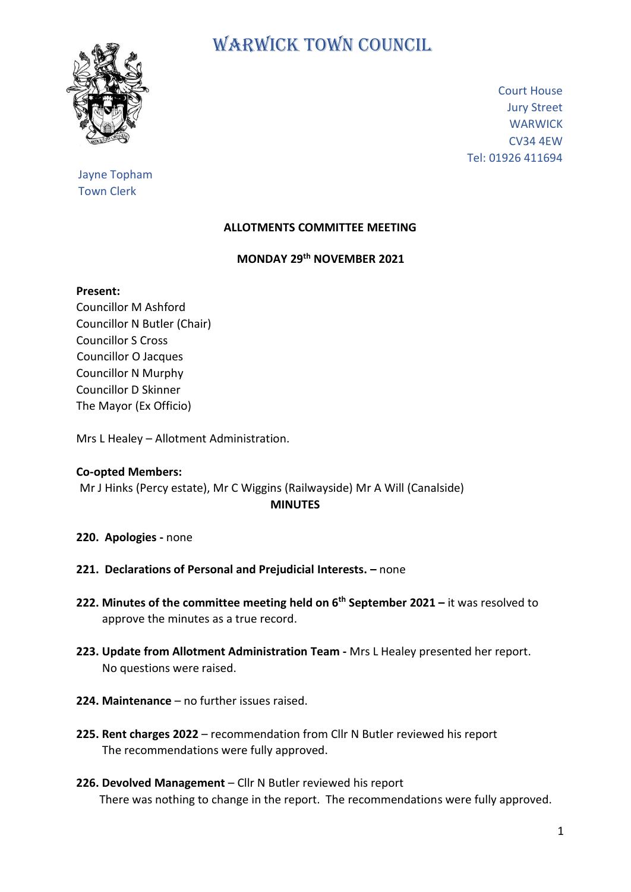# WARWICK TOWN COUNCIL

Court House
Jury Street
WARWICK
CV34 4EW
Tel: 01926 411694

Jayne Topham
Town Clerk

## ALLOTMENTS COMMITTEE MEETING

## MONDAY 29th NOVEMBER 2021

**Present:**
Councillor M Ashford
Councillor N Butler (Chair)
Councillor S Cross
Councillor O Jacques
Councillor N Murphy
Councillor D Skinner
The Mayor (Ex Officio)

Mrs L Healey – Allotment Administration.

**Co-opted Members:**
Mr J Hinks (Percy estate), Mr C Wiggins (Railwayside) Mr A Will (Canalside)

## MINUTES

**220. Apologies -** none

**221. Declarations of Personal and Prejudicial Interests. –** none

**222. Minutes of the committee meeting held on 6th September 2021 –** it was resolved to approve the minutes as a true record.

**223. Update from Allotment Administration Team -** Mrs L Healey presented her report. No questions were raised.

**224. Maintenance** – no further issues raised.

**225. Rent charges 2022** – recommendation from Cllr N Butler reviewed his report
The recommendations were fully approved.

**226. Devolved Management** – Cllr N Butler reviewed his report
There was nothing to change in the report. The recommendations were fully approved.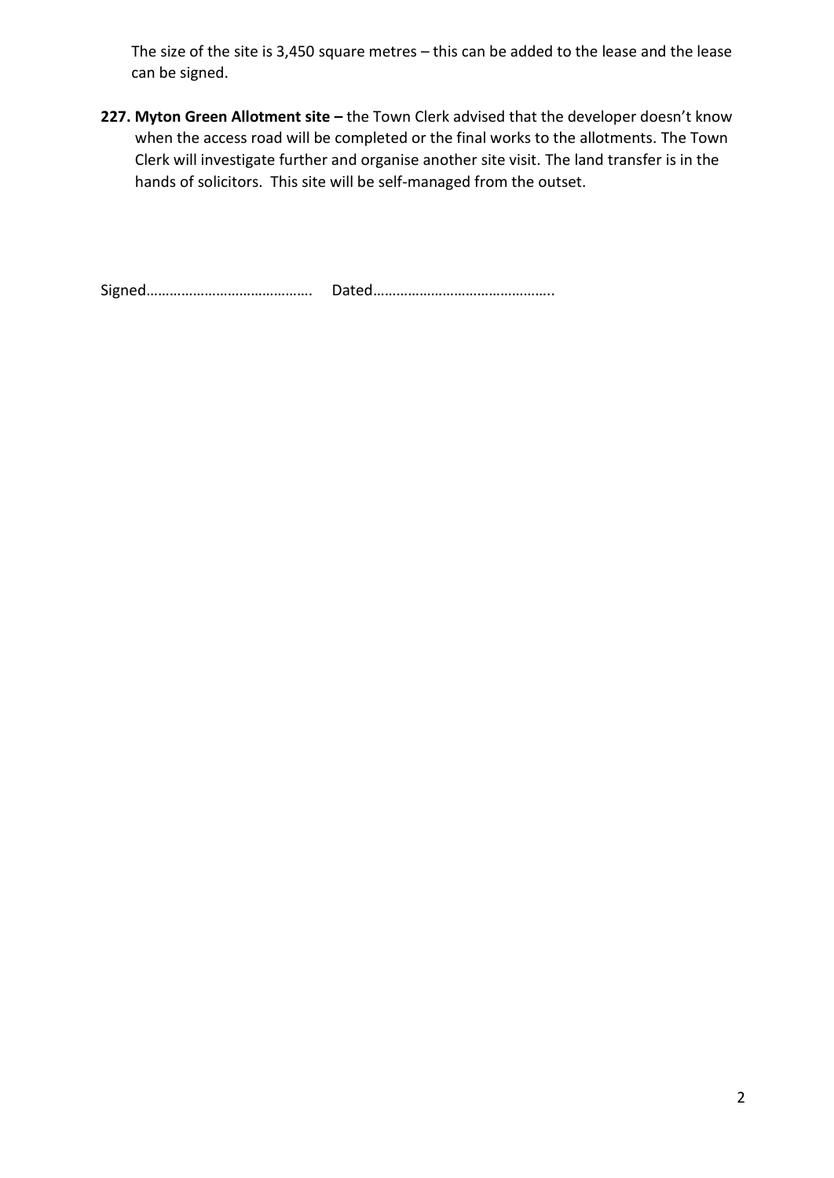The size of the site is 3,450 square metres – this can be added to the lease and the lease can be signed.

**227. Myton Green Allotment site –** the Town Clerk advised that the developer doesn't know when the access road will be completed or the final works to the allotments. The Town Clerk will investigate further and organise another site visit. The land transfer is in the hands of solicitors. This site will be self-managed from the outset.

Signed……………………………………. Dated………………………………………..